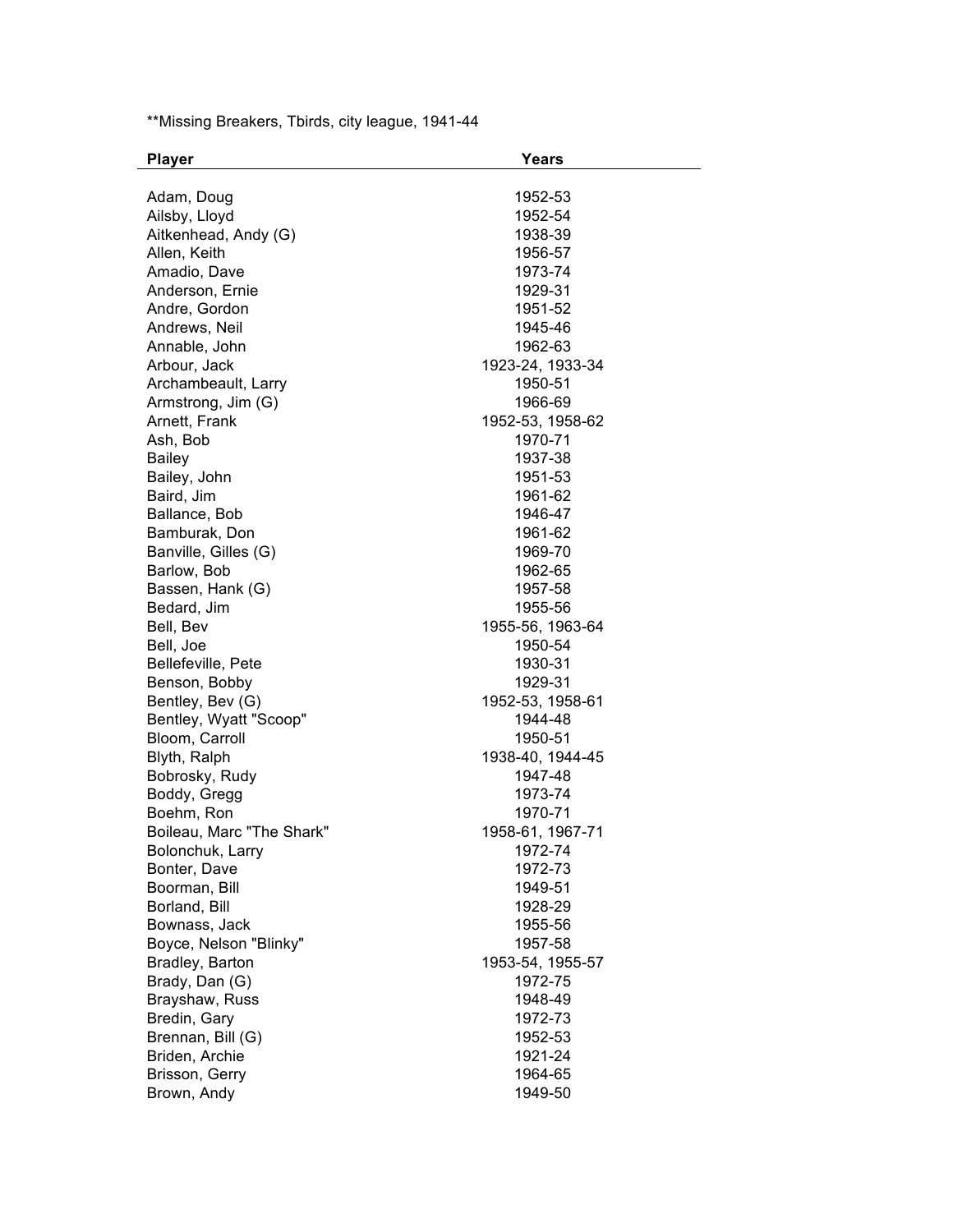**Missing Breakers, Tbirds, city league, 1941-44

| Player | Years |
|---|---|
| Adam, Doug | 1952-53 |
| Ailsby, Lloyd | 1952-54 |
| Aitkenhead, Andy (G) | 1938-39 |
| Allen, Keith | 1956-57 |
| Amadio, Dave | 1973-74 |
| Anderson, Ernie | 1929-31 |
| Andre, Gordon | 1951-52 |
| Andrews, Neil | 1945-46 |
| Annable, John | 1962-63 |
| Arbour, Jack | 1923-24, 1933-34 |
| Archambeault, Larry | 1950-51 |
| Armstrong, Jim (G) | 1966-69 |
| Arnett, Frank | 1952-53, 1958-62 |
| Ash, Bob | 1970-71 |
| Bailey | 1937-38 |
| Bailey, John | 1951-53 |
| Baird, Jim | 1961-62 |
| Ballance, Bob | 1946-47 |
| Bamburak, Don | 1961-62 |
| Banville, Gilles (G) | 1969-70 |
| Barlow, Bob | 1962-65 |
| Bassen, Hank (G) | 1957-58 |
| Bedard, Jim | 1955-56 |
| Bell, Bev | 1955-56, 1963-64 |
| Bell, Joe | 1950-54 |
| Bellefeville, Pete | 1930-31 |
| Benson, Bobby | 1929-31 |
| Bentley, Bev (G) | 1952-53, 1958-61 |
| Bentley, Wyatt "Scoop" | 1944-48 |
| Bloom, Carroll | 1950-51 |
| Blyth, Ralph | 1938-40, 1944-45 |
| Bobrosky, Rudy | 1947-48 |
| Boddy, Gregg | 1973-74 |
| Boehm, Ron | 1970-71 |
| Boileau, Marc "The Shark" | 1958-61, 1967-71 |
| Bolonchuk, Larry | 1972-74 |
| Bonter, Dave | 1972-73 |
| Boorman, Bill | 1949-51 |
| Borland, Bill | 1928-29 |
| Bownass, Jack | 1955-56 |
| Boyce, Nelson "Blinky" | 1957-58 |
| Bradley, Barton | 1953-54, 1955-57 |
| Brady, Dan (G) | 1972-75 |
| Brayshaw, Russ | 1948-49 |
| Bredin, Gary | 1972-73 |
| Brennan, Bill (G) | 1952-53 |
| Briden, Archie | 1921-24 |
| Brisson, Gerry | 1964-65 |
| Brown, Andy | 1949-50 |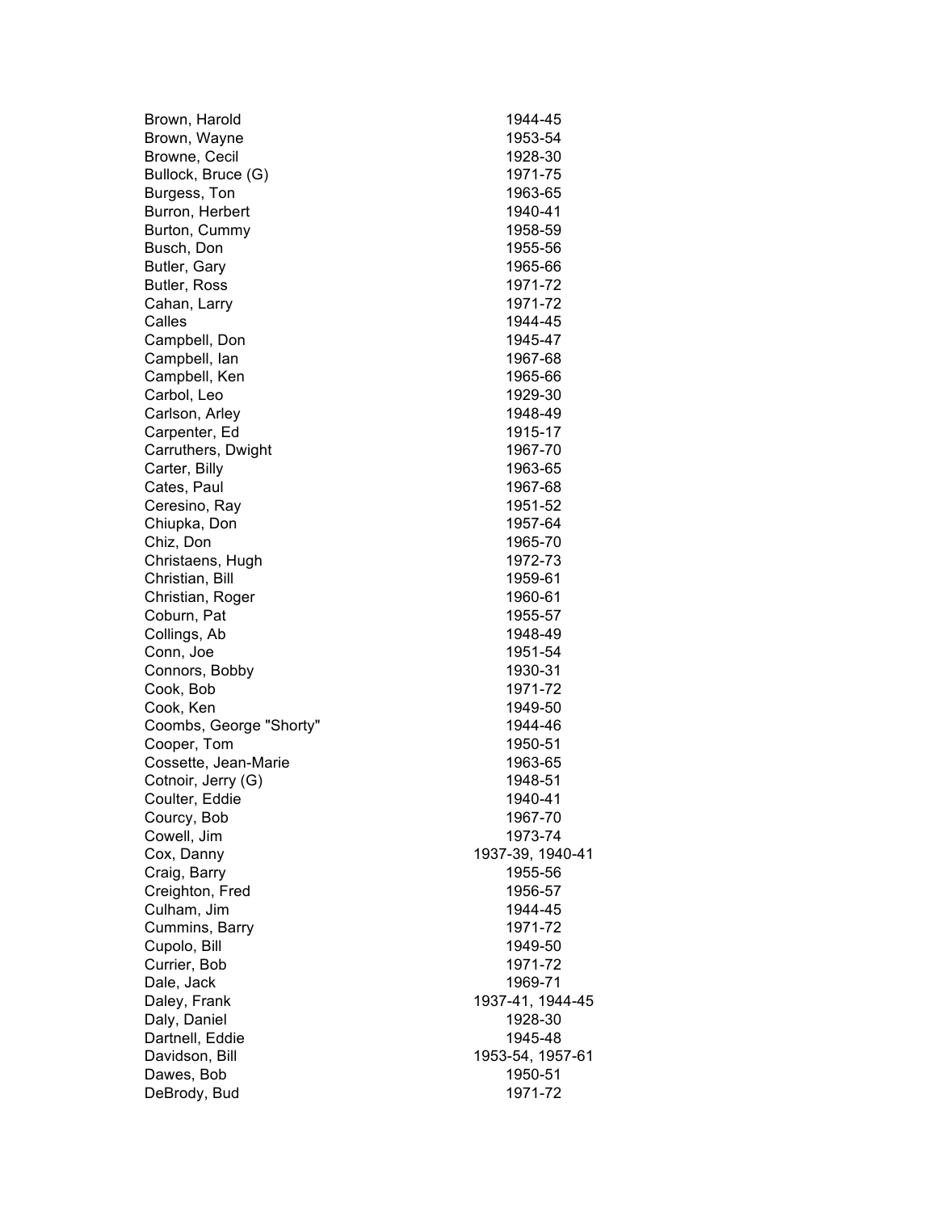| | |
|---|---|
| Brown, Harold | 1944-45 |
| Brown, Wayne | 1953-54 |
| Browne, Cecil | 1928-30 |
| Bullock, Bruce (G) | 1971-75 |
| Burgess, Ton | 1963-65 |
| Burron, Herbert | 1940-41 |
| Burton, Cummy | 1958-59 |
| Busch, Don | 1955-56 |
| Butler, Gary | 1965-66 |
| Butler, Ross | 1971-72 |
| Cahan, Larry | 1971-72 |
| Calles | 1944-45 |
| Campbell, Don | 1945-47 |
| Campbell, Ian | 1967-68 |
| Campbell, Ken | 1965-66 |
| Carbol, Leo | 1929-30 |
| Carlson, Arley | 1948-49 |
| Carpenter, Ed | 1915-17 |
| Carruthers, Dwight | 1967-70 |
| Carter, Billy | 1963-65 |
| Cates, Paul | 1967-68 |
| Ceresino, Ray | 1951-52 |
| Chiupka, Don | 1957-64 |
| Chiz, Don | 1965-70 |
| Christaens, Hugh | 1972-73 |
| Christian, Bill | 1959-61 |
| Christian, Roger | 1960-61 |
| Coburn, Pat | 1955-57 |
| Collings, Ab | 1948-49 |
| Conn, Joe | 1951-54 |
| Connors, Bobby | 1930-31 |
| Cook, Bob | 1971-72 |
| Cook, Ken | 1949-50 |
| Coombs, George "Shorty" | 1944-46 |
| Cooper, Tom | 1950-51 |
| Cossette, Jean-Marie | 1963-65 |
| Cotnoir, Jerry (G) | 1948-51 |
| Coulter, Eddie | 1940-41 |
| Courcy, Bob | 1967-70 |
| Cowell, Jim | 1973-74 |
| Cox, Danny | 1937-39, 1940-41 |
| Craig, Barry | 1955-56 |
| Creighton, Fred | 1956-57 |
| Culham, Jim | 1944-45 |
| Cummins, Barry | 1971-72 |
| Cupolo, Bill | 1949-50 |
| Currier, Bob | 1971-72 |
| Dale, Jack | 1969-71 |
| Daley, Frank | 1937-41, 1944-45 |
| Daly, Daniel | 1928-30 |
| Dartnell, Eddie | 1945-48 |
| Davidson, Bill | 1953-54, 1957-61 |
| Dawes, Bob | 1950-51 |
| DeBrody, Bud | 1971-72 |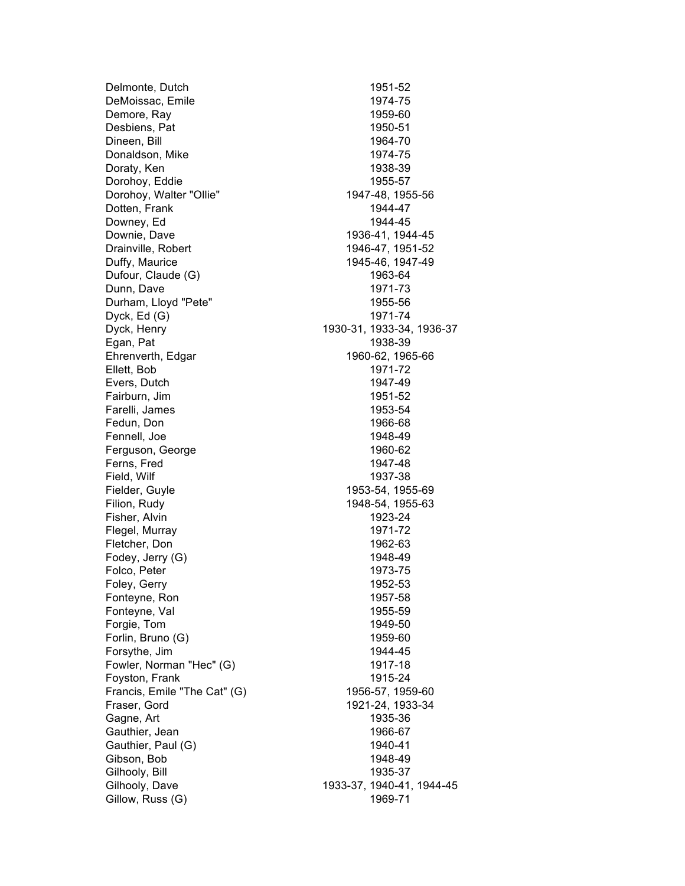| | |
|---|---|
| Delmonte, Dutch | 1951-52 |
| DeMoissac, Emile | 1974-75 |
| Demore, Ray | 1959-60 |
| Desbiens, Pat | 1950-51 |
| Dineen, Bill | 1964-70 |
| Donaldson, Mike | 1974-75 |
| Doraty, Ken | 1938-39 |
| Dorohoy, Eddie | 1955-57 |
| Dorohoy, Walter "Ollie" | 1947-48, 1955-56 |
| Dotten, Frank | 1944-47 |
| Downey, Ed | 1944-45 |
| Downie, Dave | 1936-41, 1944-45 |
| Drainville, Robert | 1946-47, 1951-52 |
| Duffy, Maurice | 1945-46, 1947-49 |
| Dufour, Claude (G) | 1963-64 |
| Dunn, Dave | 1971-73 |
| Durham, Lloyd "Pete" | 1955-56 |
| Dyck, Ed (G) | 1971-74 |
| Dyck, Henry | 1930-31, 1933-34, 1936-37 |
| Egan, Pat | 1938-39 |
| Ehrenverth, Edgar | 1960-62, 1965-66 |
| Ellett, Bob | 1971-72 |
| Evers, Dutch | 1947-49 |
| Fairburn, Jim | 1951-52 |
| Farelli, James | 1953-54 |
| Fedun, Don | 1966-68 |
| Fennell, Joe | 1948-49 |
| Ferguson, George | 1960-62 |
| Ferns, Fred | 1947-48 |
| Field, Wilf | 1937-38 |
| Fielder, Guyle | 1953-54, 1955-69 |
| Filion, Rudy | 1948-54, 1955-63 |
| Fisher, Alvin | 1923-24 |
| Flegel, Murray | 1971-72 |
| Fletcher, Don | 1962-63 |
| Fodey, Jerry (G) | 1948-49 |
| Folco, Peter | 1973-75 |
| Foley, Gerry | 1952-53 |
| Fonteyne, Ron | 1957-58 |
| Fonteyne, Val | 1955-59 |
| Forgie, Tom | 1949-50 |
| Forlin, Bruno (G) | 1959-60 |
| Forsythe, Jim | 1944-45 |
| Fowler, Norman "Hec" (G) | 1917-18 |
| Foyston, Frank | 1915-24 |
| Francis, Emile "The Cat" (G) | 1956-57, 1959-60 |
| Fraser, Gord | 1921-24, 1933-34 |
| Gagne, Art | 1935-36 |
| Gauthier, Jean | 1966-67 |
| Gauthier, Paul (G) | 1940-41 |
| Gibson, Bob | 1948-49 |
| Gilhooly, Bill | 1935-37 |
| Gilhooly, Dave | 1933-37, 1940-41, 1944-45 |
| Gillow, Russ (G) | 1969-71 |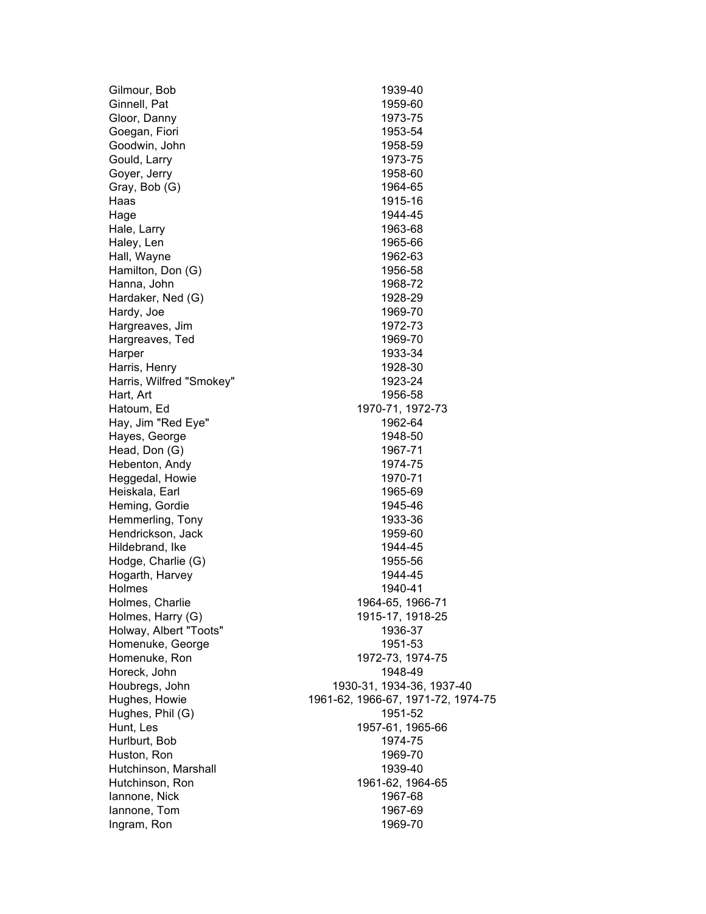| | |
|---|---|
| Gilmour, Bob | 1939-40 |
| Ginnell, Pat | 1959-60 |
| Gloor, Danny | 1973-75 |
| Goegan, Fiori | 1953-54 |
| Goodwin, John | 1958-59 |
| Gould, Larry | 1973-75 |
| Goyer, Jerry | 1958-60 |
| Gray, Bob (G) | 1964-65 |
| Haas | 1915-16 |
| Hage | 1944-45 |
| Hale, Larry | 1963-68 |
| Haley, Len | 1965-66 |
| Hall, Wayne | 1962-63 |
| Hamilton, Don (G) | 1956-58 |
| Hanna, John | 1968-72 |
| Hardaker, Ned (G) | 1928-29 |
| Hardy, Joe | 1969-70 |
| Hargreaves, Jim | 1972-73 |
| Hargreaves, Ted | 1969-70 |
| Harper | 1933-34 |
| Harris, Henry | 1928-30 |
| Harris, Wilfred "Smokey" | 1923-24 |
| Hart, Art | 1956-58 |
| Hatoum, Ed | 1970-71, 1972-73 |
| Hay, Jim "Red Eye" | 1962-64 |
| Hayes, George | 1948-50 |
| Head, Don (G) | 1967-71 |
| Hebenton, Andy | 1974-75 |
| Heggedal, Howie | 1970-71 |
| Heiskala, Earl | 1965-69 |
| Heming, Gordie | 1945-46 |
| Hemmerling, Tony | 1933-36 |
| Hendrickson, Jack | 1959-60 |
| Hildebrand, Ike | 1944-45 |
| Hodge, Charlie (G) | 1955-56 |
| Hogarth, Harvey | 1944-45 |
| Holmes | 1940-41 |
| Holmes, Charlie | 1964-65, 1966-71 |
| Holmes, Harry (G) | 1915-17, 1918-25 |
| Holway, Albert "Toots" | 1936-37 |
| Homenuke, George | 1951-53 |
| Homenuke, Ron | 1972-73, 1974-75 |
| Horeck, John | 1948-49 |
| Houbregs, John | 1930-31, 1934-36, 1937-40 |
| Hughes, Howie | 1961-62, 1966-67, 1971-72, 1974-75 |
| Hughes, Phil (G) | 1951-52 |
| Hunt, Les | 1957-61, 1965-66 |
| Hurlburt, Bob | 1974-75 |
| Huston, Ron | 1969-70 |
| Hutchinson, Marshall | 1939-40 |
| Hutchinson, Ron | 1961-62, 1964-65 |
| Iannone, Nick | 1967-68 |
| Iannone, Tom | 1967-69 |
| Ingram, Ron | 1969-70 |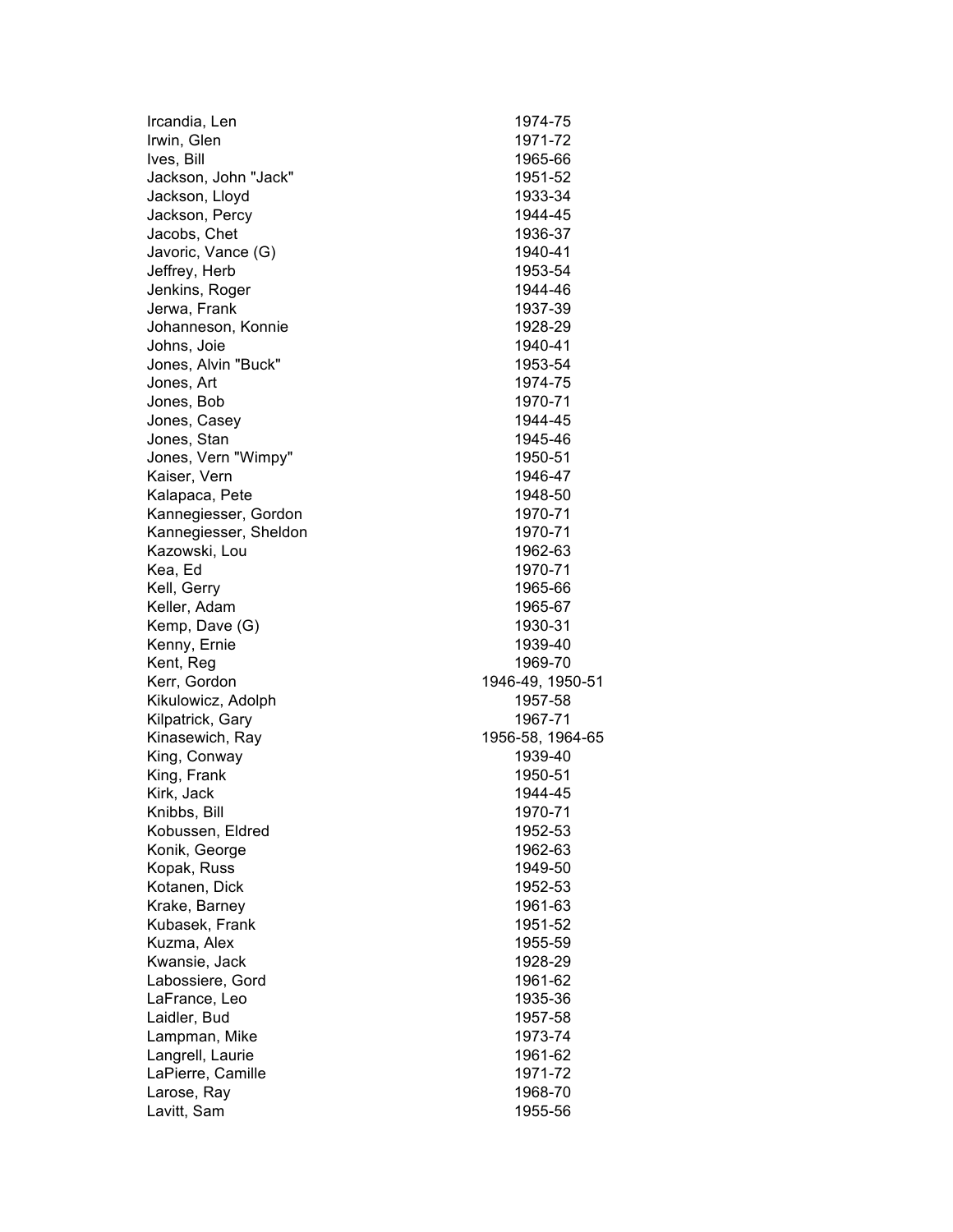| | |
|---|---|
| Ircandia, Len | 1974-75 |
| Irwin, Glen | 1971-72 |
| Ives, Bill | 1965-66 |
| Jackson, John "Jack" | 1951-52 |
| Jackson, Lloyd | 1933-34 |
| Jackson, Percy | 1944-45 |
| Jacobs, Chet | 1936-37 |
| Javoric, Vance (G) | 1940-41 |
| Jeffrey, Herb | 1953-54 |
| Jenkins, Roger | 1944-46 |
| Jerwa, Frank | 1937-39 |
| Johanneson, Konnie | 1928-29 |
| Johns, Joie | 1940-41 |
| Jones, Alvin "Buck" | 1953-54 |
| Jones, Art | 1974-75 |
| Jones, Bob | 1970-71 |
| Jones, Casey | 1944-45 |
| Jones, Stan | 1945-46 |
| Jones, Vern "Wimpy" | 1950-51 |
| Kaiser, Vern | 1946-47 |
| Kalapaca, Pete | 1948-50 |
| Kannegiesser, Gordon | 1970-71 |
| Kannegiesser, Sheldon | 1970-71 |
| Kazowski, Lou | 1962-63 |
| Kea, Ed | 1970-71 |
| Kell, Gerry | 1965-66 |
| Keller, Adam | 1965-67 |
| Kemp, Dave (G) | 1930-31 |
| Kenny, Ernie | 1939-40 |
| Kent, Reg | 1969-70 |
| Kerr, Gordon | 1946-49, 1950-51 |
| Kikulowicz, Adolph | 1957-58 |
| Kilpatrick, Gary | 1967-71 |
| Kinasewich, Ray | 1956-58, 1964-65 |
| King, Conway | 1939-40 |
| King, Frank | 1950-51 |
| Kirk, Jack | 1944-45 |
| Knibbs, Bill | 1970-71 |
| Kobussen, Eldred | 1952-53 |
| Konik, George | 1962-63 |
| Kopak, Russ | 1949-50 |
| Kotanen, Dick | 1952-53 |
| Krake, Barney | 1961-63 |
| Kubasek, Frank | 1951-52 |
| Kuzma, Alex | 1955-59 |
| Kwansie, Jack | 1928-29 |
| Labossiere, Gord | 1961-62 |
| LaFrance, Leo | 1935-36 |
| Laidler, Bud | 1957-58 |
| Lampman, Mike | 1973-74 |
| Langrell, Laurie | 1961-62 |
| LaPierre, Camille | 1971-72 |
| Larose, Ray | 1968-70 |
| Lavitt, Sam | 1955-56 |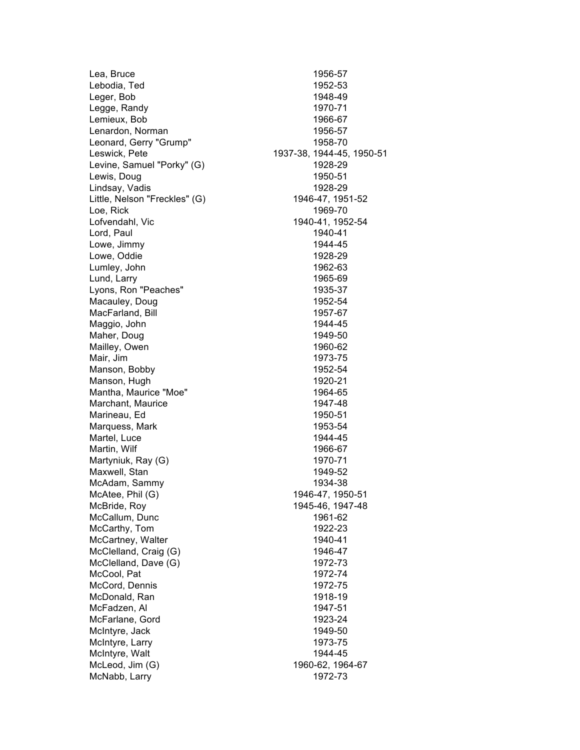| | |
|---|---|
| Lea, Bruce | 1956-57 |
| Lebodia, Ted | 1952-53 |
| Leger, Bob | 1948-49 |
| Legge, Randy | 1970-71 |
| Lemieux, Bob | 1966-67 |
| Lenardon, Norman | 1956-57 |
| Leonard, Gerry "Grump" | 1958-70 |
| Leswick, Pete | 1937-38, 1944-45, 1950-51 |
| Levine, Samuel "Porky" (G) | 1928-29 |
| Lewis, Doug | 1950-51 |
| Lindsay, Vadis | 1928-29 |
| Little, Nelson "Freckles" (G) | 1946-47, 1951-52 |
| Loe, Rick | 1969-70 |
| Lofvendahl, Vic | 1940-41, 1952-54 |
| Lord, Paul | 1940-41 |
| Lowe, Jimmy | 1944-45 |
| Lowe, Oddie | 1928-29 |
| Lumley, John | 1962-63 |
| Lund, Larry | 1965-69 |
| Lyons, Ron "Peaches" | 1935-37 |
| Macauley, Doug | 1952-54 |
| MacFarland, Bill | 1957-67 |
| Maggio, John | 1944-45 |
| Maher, Doug | 1949-50 |
| Mailley, Owen | 1960-62 |
| Mair, Jim | 1973-75 |
| Manson, Bobby | 1952-54 |
| Manson, Hugh | 1920-21 |
| Mantha, Maurice "Moe" | 1964-65 |
| Marchant, Maurice | 1947-48 |
| Marineau, Ed | 1950-51 |
| Marquess, Mark | 1953-54 |
| Martel, Luce | 1944-45 |
| Martin, Wilf | 1966-67 |
| Martyniuk, Ray (G) | 1970-71 |
| Maxwell, Stan | 1949-52 |
| McAdam, Sammy | 1934-38 |
| McAtee, Phil (G) | 1946-47, 1950-51 |
| McBride, Roy | 1945-46, 1947-48 |
| McCallum, Dunc | 1961-62 |
| McCarthy, Tom | 1922-23 |
| McCartney, Walter | 1940-41 |
| McClelland, Craig (G) | 1946-47 |
| McClelland, Dave (G) | 1972-73 |
| McCool, Pat | 1972-74 |
| McCord, Dennis | 1972-75 |
| McDonald, Ran | 1918-19 |
| McFadzen, Al | 1947-51 |
| McFarlane, Gord | 1923-24 |
| McIntyre, Jack | 1949-50 |
| McIntyre, Larry | 1973-75 |
| McIntyre, Walt | 1944-45 |
| McLeod, Jim (G) | 1960-62, 1964-67 |
| McNabb, Larry | 1972-73 |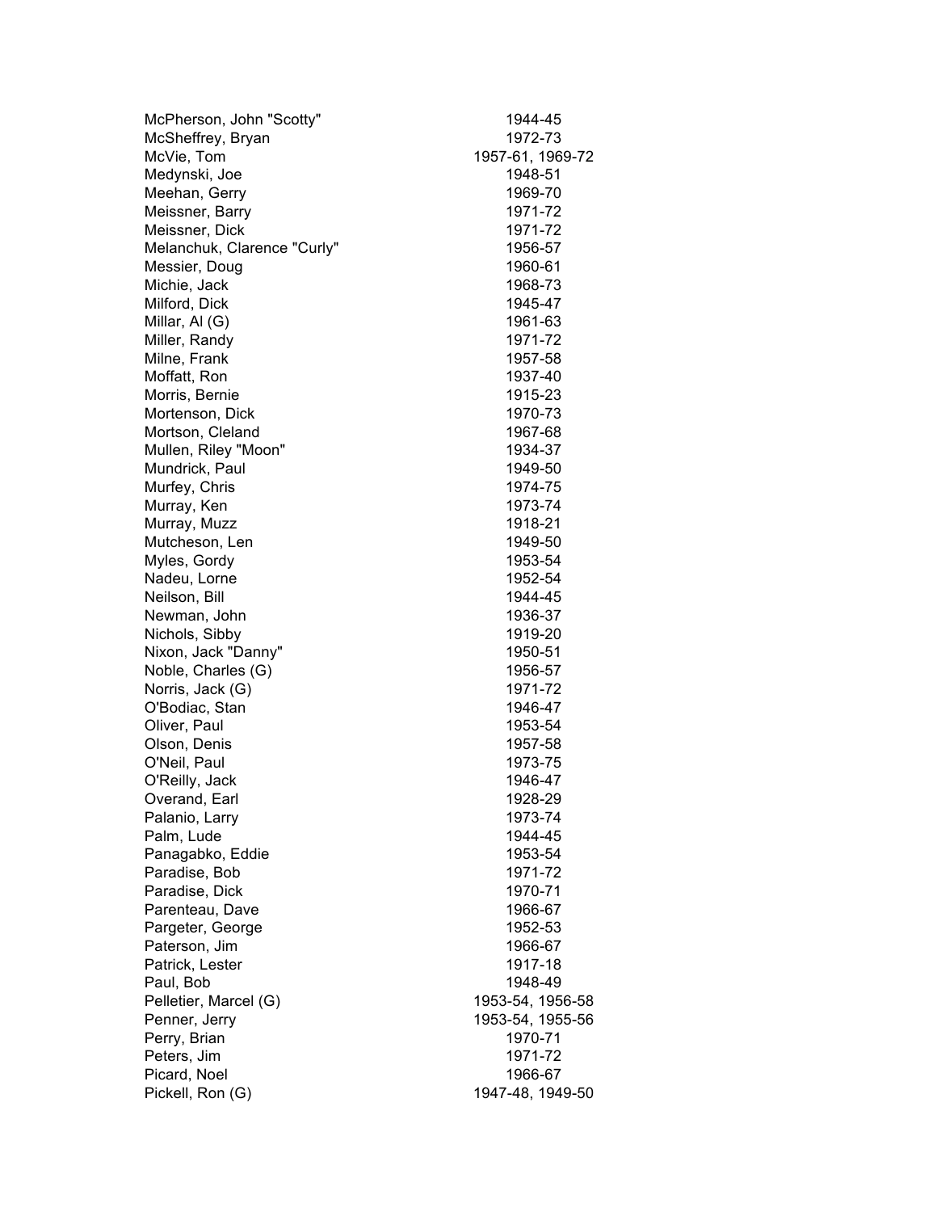| | |
|---|---|
| McPherson, John "Scotty" | 1944-45 |
| McSheffrey, Bryan | 1972-73 |
| McVie, Tom | 1957-61, 1969-72 |
| Medynski, Joe | 1948-51 |
| Meehan, Gerry | 1969-70 |
| Meissner, Barry | 1971-72 |
| Meissner, Dick | 1971-72 |
| Melanchuk, Clarence "Curly" | 1956-57 |
| Messier, Doug | 1960-61 |
| Michie, Jack | 1968-73 |
| Milford, Dick | 1945-47 |
| Millar, Al (G) | 1961-63 |
| Miller, Randy | 1971-72 |
| Milne, Frank | 1957-58 |
| Moffatt, Ron | 1937-40 |
| Morris, Bernie | 1915-23 |
| Mortenson, Dick | 1970-73 |
| Mortson, Cleland | 1967-68 |
| Mullen, Riley "Moon" | 1934-37 |
| Mundrick, Paul | 1949-50 |
| Murfey, Chris | 1974-75 |
| Murray, Ken | 1973-74 |
| Murray, Muzz | 1918-21 |
| Mutcheson, Len | 1949-50 |
| Myles, Gordy | 1953-54 |
| Nadeu, Lorne | 1952-54 |
| Neilson, Bill | 1944-45 |
| Newman, John | 1936-37 |
| Nichols, Sibby | 1919-20 |
| Nixon, Jack "Danny" | 1950-51 |
| Noble, Charles (G) | 1956-57 |
| Norris, Jack (G) | 1971-72 |
| O'Bodiac, Stan | 1946-47 |
| Oliver, Paul | 1953-54 |
| Olson, Denis | 1957-58 |
| O'Neil, Paul | 1973-75 |
| O'Reilly, Jack | 1946-47 |
| Overand, Earl | 1928-29 |
| Palanio, Larry | 1973-74 |
| Palm, Lude | 1944-45 |
| Panagabko, Eddie | 1953-54 |
| Paradise, Bob | 1971-72 |
| Paradise, Dick | 1970-71 |
| Parenteau, Dave | 1966-67 |
| Pargeter, George | 1952-53 |
| Paterson, Jim | 1966-67 |
| Patrick, Lester | 1917-18 |
| Paul, Bob | 1948-49 |
| Pelletier, Marcel (G) | 1953-54, 1956-58 |
| Penner, Jerry | 1953-54, 1955-56 |
| Perry, Brian | 1970-71 |
| Peters, Jim | 1971-72 |
| Picard, Noel | 1966-67 |
| Pickell, Ron (G) | 1947-48, 1949-50 |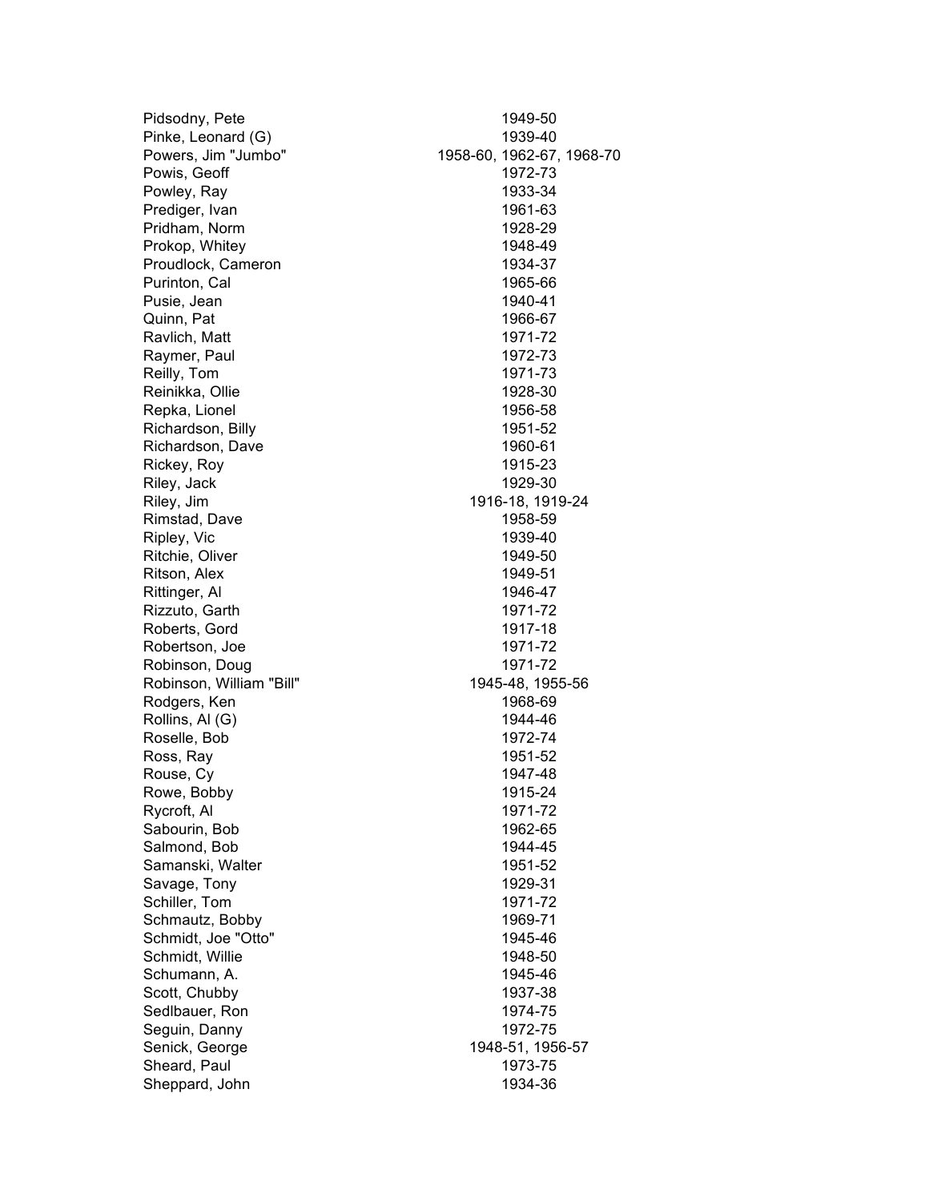| | |
|---|---|
| Pidsodny, Pete | 1949-50 |
| Pinke, Leonard (G) | 1939-40 |
| Powers, Jim "Jumbo" | 1958-60, 1962-67, 1968-70 |
| Powis, Geoff | 1972-73 |
| Powley, Ray | 1933-34 |
| Prediger, Ivan | 1961-63 |
| Pridham, Norm | 1928-29 |
| Prokop, Whitey | 1948-49 |
| Proudlock, Cameron | 1934-37 |
| Purinton, Cal | 1965-66 |
| Pusie, Jean | 1940-41 |
| Quinn, Pat | 1966-67 |
| Ravlich, Matt | 1971-72 |
| Raymer, Paul | 1972-73 |
| Reilly, Tom | 1971-73 |
| Reinikka, Ollie | 1928-30 |
| Repka, Lionel | 1956-58 |
| Richardson, Billy | 1951-52 |
| Richardson, Dave | 1960-61 |
| Rickey, Roy | 1915-23 |
| Riley, Jack | 1929-30 |
| Riley, Jim | 1916-18, 1919-24 |
| Rimstad, Dave | 1958-59 |
| Ripley, Vic | 1939-40 |
| Ritchie, Oliver | 1949-50 |
| Ritson, Alex | 1949-51 |
| Rittinger, Al | 1946-47 |
| Rizzuto, Garth | 1971-72 |
| Roberts, Gord | 1917-18 |
| Robertson, Joe | 1971-72 |
| Robinson, Doug | 1971-72 |
| Robinson, William "Bill" | 1945-48, 1955-56 |
| Rodgers, Ken | 1968-69 |
| Rollins, Al (G) | 1944-46 |
| Roselle, Bob | 1972-74 |
| Ross, Ray | 1951-52 |
| Rouse, Cy | 1947-48 |
| Rowe, Bobby | 1915-24 |
| Rycroft, Al | 1971-72 |
| Sabourin, Bob | 1962-65 |
| Salmond, Bob | 1944-45 |
| Samanski, Walter | 1951-52 |
| Savage, Tony | 1929-31 |
| Schiller, Tom | 1971-72 |
| Schmautz, Bobby | 1969-71 |
| Schmidt, Joe "Otto" | 1945-46 |
| Schmidt, Willie | 1948-50 |
| Schumann, A. | 1945-46 |
| Scott, Chubby | 1937-38 |
| Sedlbauer, Ron | 1974-75 |
| Seguin, Danny | 1972-75 |
| Senick, George | 1948-51, 1956-57 |
| Sheard, Paul | 1973-75 |
| Sheppard, John | 1934-36 |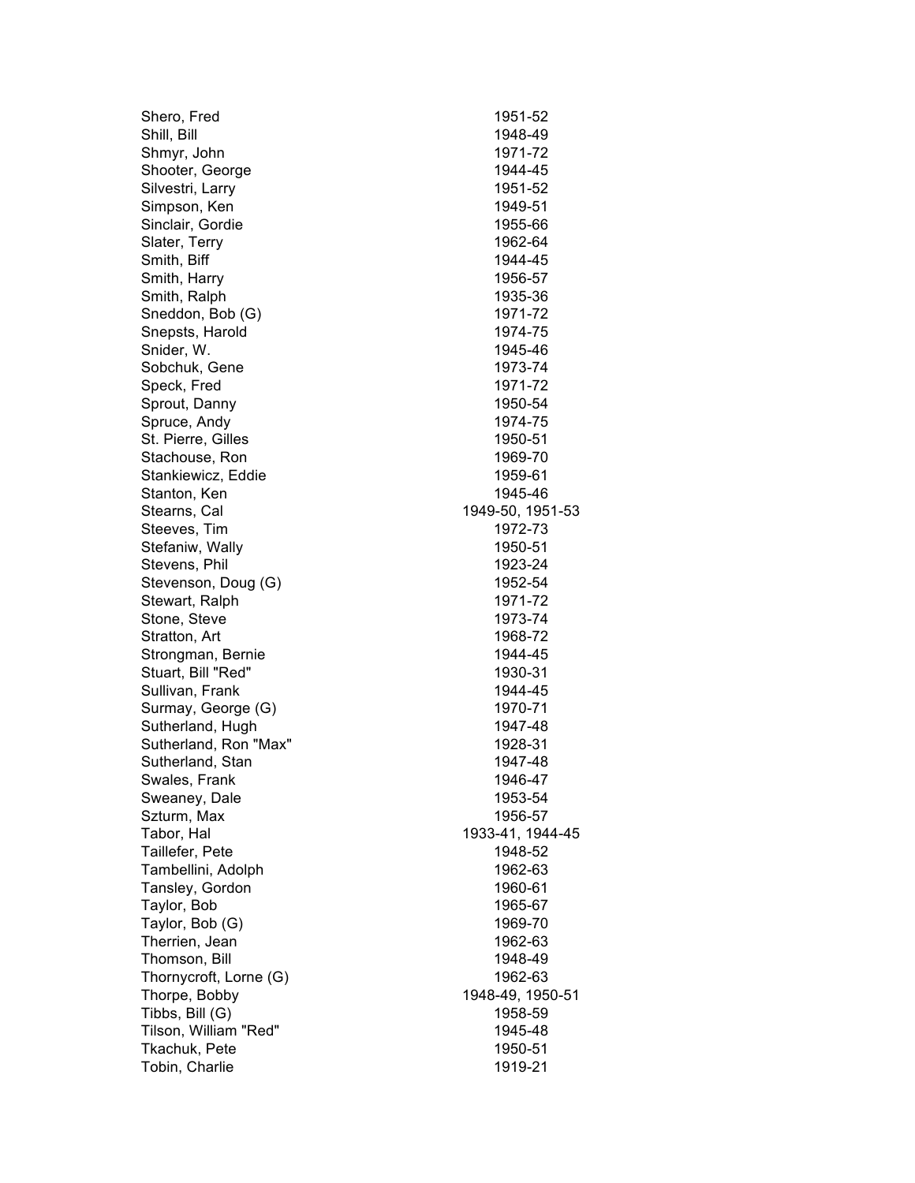| | |
|---|---|
| Shero, Fred | 1951-52 |
| Shill, Bill | 1948-49 |
| Shmyr, John | 1971-72 |
| Shooter, George | 1944-45 |
| Silvestri, Larry | 1951-52 |
| Simpson, Ken | 1949-51 |
| Sinclair, Gordie | 1955-66 |
| Slater, Terry | 1962-64 |
| Smith, Biff | 1944-45 |
| Smith, Harry | 1956-57 |
| Smith, Ralph | 1935-36 |
| Sneddon, Bob (G) | 1971-72 |
| Snepsts, Harold | 1974-75 |
| Snider, W. | 1945-46 |
| Sobchuk, Gene | 1973-74 |
| Speck, Fred | 1971-72 |
| Sprout, Danny | 1950-54 |
| Spruce, Andy | 1974-75 |
| St. Pierre, Gilles | 1950-51 |
| Stachouse, Ron | 1969-70 |
| Stankiewicz, Eddie | 1959-61 |
| Stanton, Ken | 1945-46 |
| Stearns, Cal | 1949-50, 1951-53 |
| Steeves, Tim | 1972-73 |
| Stefaniw, Wally | 1950-51 |
| Stevens, Phil | 1923-24 |
| Stevenson, Doug (G) | 1952-54 |
| Stewart, Ralph | 1971-72 |
| Stone, Steve | 1973-74 |
| Stratton, Art | 1968-72 |
| Strongman, Bernie | 1944-45 |
| Stuart, Bill "Red" | 1930-31 |
| Sullivan, Frank | 1944-45 |
| Surmay, George (G) | 1970-71 |
| Sutherland, Hugh | 1947-48 |
| Sutherland, Ron "Max" | 1928-31 |
| Sutherland, Stan | 1947-48 |
| Swales, Frank | 1946-47 |
| Sweaney, Dale | 1953-54 |
| Szturm, Max | 1956-57 |
| Tabor, Hal | 1933-41, 1944-45 |
| Taillefer, Pete | 1948-52 |
| Tambellini, Adolph | 1962-63 |
| Tansley, Gordon | 1960-61 |
| Taylor, Bob | 1965-67 |
| Taylor, Bob (G) | 1969-70 |
| Therrien, Jean | 1962-63 |
| Thomson, Bill | 1948-49 |
| Thornycroft, Lorne (G) | 1962-63 |
| Thorpe, Bobby | 1948-49, 1950-51 |
| Tibbs, Bill (G) | 1958-59 |
| Tilson, William "Red" | 1945-48 |
| Tkachuk, Pete | 1950-51 |
| Tobin, Charlie | 1919-21 |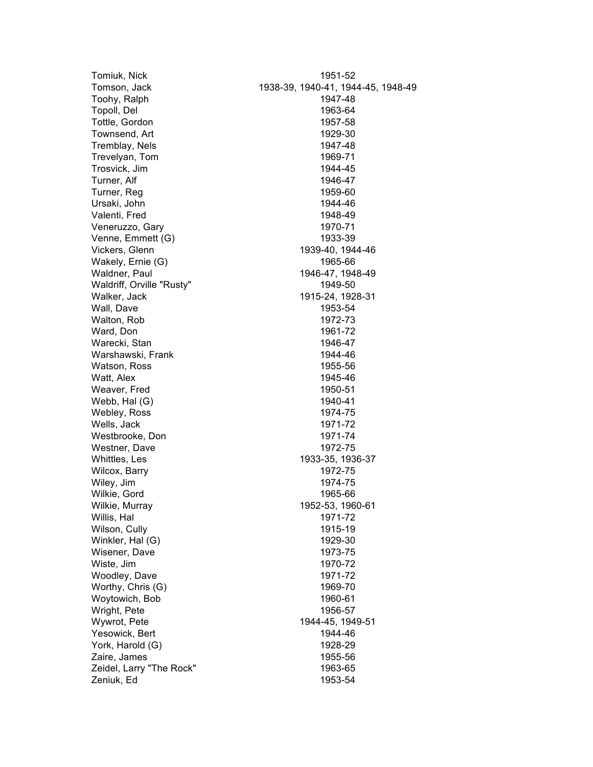| | |
|---|---|
| Tomiuk, Nick | 1951-52 |
| Tomson, Jack | 1938-39, 1940-41, 1944-45, 1948-49 |
| Toohy, Ralph | 1947-48 |
| Topoll, Del | 1963-64 |
| Tottle, Gordon | 1957-58 |
| Townsend, Art | 1929-30 |
| Tremblay, Nels | 1947-48 |
| Trevelyan, Tom | 1969-71 |
| Trosvick, Jim | 1944-45 |
| Turner, Alf | 1946-47 |
| Turner, Reg | 1959-60 |
| Ursaki, John | 1944-46 |
| Valenti, Fred | 1948-49 |
| Veneruzzo, Gary | 1970-71 |
| Venne, Emmett (G) | 1933-39 |
| Vickers, Glenn | 1939-40, 1944-46 |
| Wakely, Ernie (G) | 1965-66 |
| Waldner, Paul | 1946-47, 1948-49 |
| Waldriff, Orville "Rusty" | 1949-50 |
| Walker, Jack | 1915-24, 1928-31 |
| Wall, Dave | 1953-54 |
| Walton, Rob | 1972-73 |
| Ward, Don | 1961-72 |
| Warecki, Stan | 1946-47 |
| Warshawski, Frank | 1944-46 |
| Watson, Ross | 1955-56 |
| Watt, Alex | 1945-46 |
| Weaver, Fred | 1950-51 |
| Webb, Hal (G) | 1940-41 |
| Webley, Ross | 1974-75 |
| Wells, Jack | 1971-72 |
| Westbrooke, Don | 1971-74 |
| Westner, Dave | 1972-75 |
| Whittles, Les | 1933-35, 1936-37 |
| Wilcox, Barry | 1972-75 |
| Wiley, Jim | 1974-75 |
| Wilkie, Gord | 1965-66 |
| Wilkie, Murray | 1952-53, 1960-61 |
| Willis, Hal | 1971-72 |
| Wilson, Cully | 1915-19 |
| Winkler, Hal (G) | 1929-30 |
| Wisener, Dave | 1973-75 |
| Wiste, Jim | 1970-72 |
| Woodley, Dave | 1971-72 |
| Worthy, Chris (G) | 1969-70 |
| Woytowich, Bob | 1960-61 |
| Wright, Pete | 1956-57 |
| Wywrot, Pete | 1944-45, 1949-51 |
| Yesowick, Bert | 1944-46 |
| York, Harold (G) | 1928-29 |
| Zaire, James | 1955-56 |
| Zeidel, Larry "The Rock" | 1963-65 |
| Zeniuk, Ed | 1953-54 |